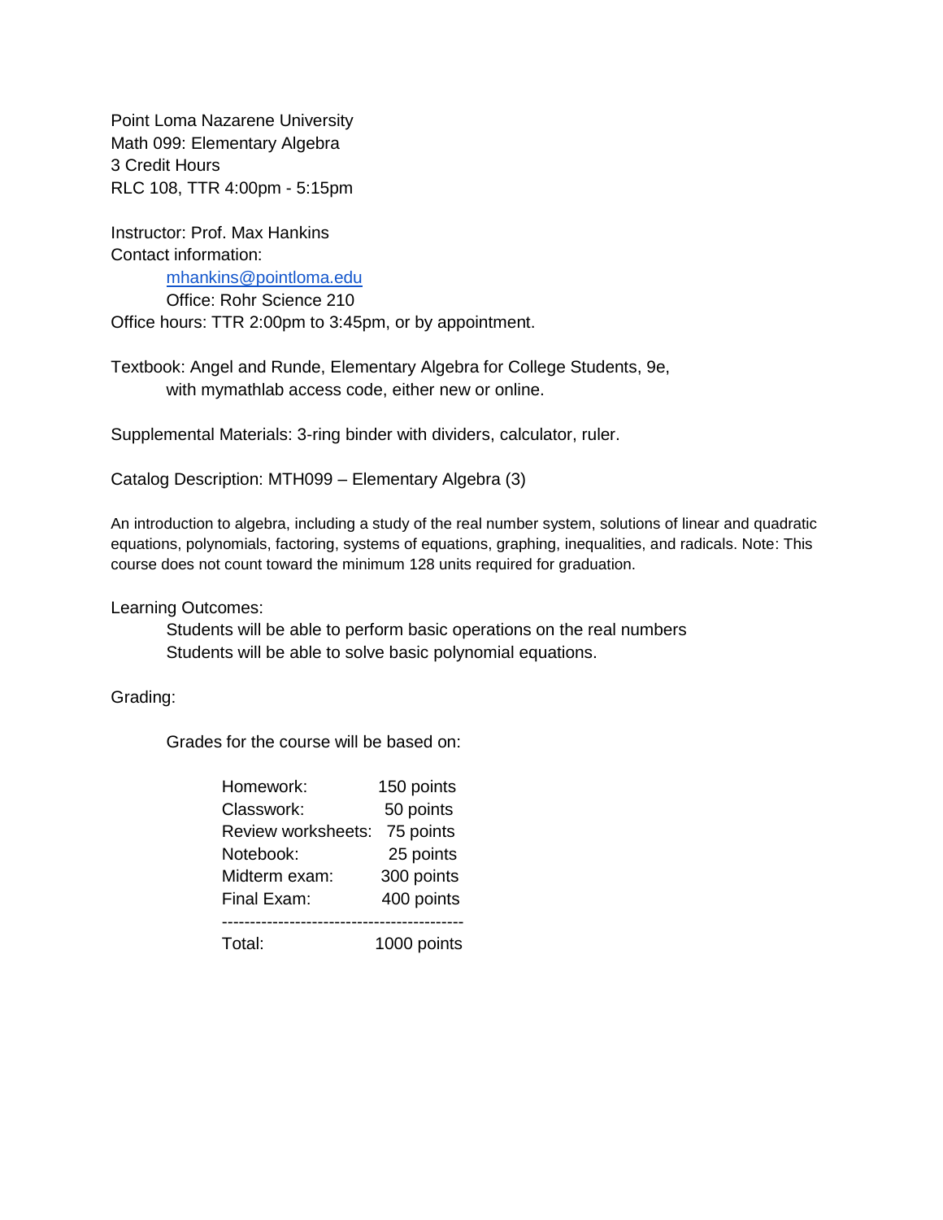Point Loma Nazarene University
Math 099: Elementary Algebra
3 Credit Hours
RLC 108, TTR 4:00pm - 5:15pm

Instructor: Prof. Max Hankins
Contact information:
    mhankins@pointloma.edu
    Office: Rohr Science 210
Office hours: TTR 2:00pm to 3:45pm, or by appointment.

Textbook: Angel and Runde, Elementary Algebra for College Students, 9e,
    with mymathlab access code, either new or online.

Supplemental Materials: 3-ring binder with dividers, calculator, ruler.

Catalog Description: MTH099 – Elementary Algebra (3)

An introduction to algebra, including a study of the real number system, solutions of linear and quadratic equations, polynomials, factoring, systems of equations, graphing, inequalities, and radicals. Note: This course does not count toward the minimum 128 units required for graduation.

Learning Outcomes:

- Students will be able to perform basic operations on the real numbers
- Students will be able to solve basic polynomial equations.

Grading:

Grades for the course will be based on:

| | |
|---|---|
| Homework: | 150 points |
| Classwork: | 50 points |
| Review worksheets: | 75 points |
| Notebook: | 25 points |
| Midterm exam: | 300 points |
| Final Exam: | 400 points |
| Total: | 1000 points |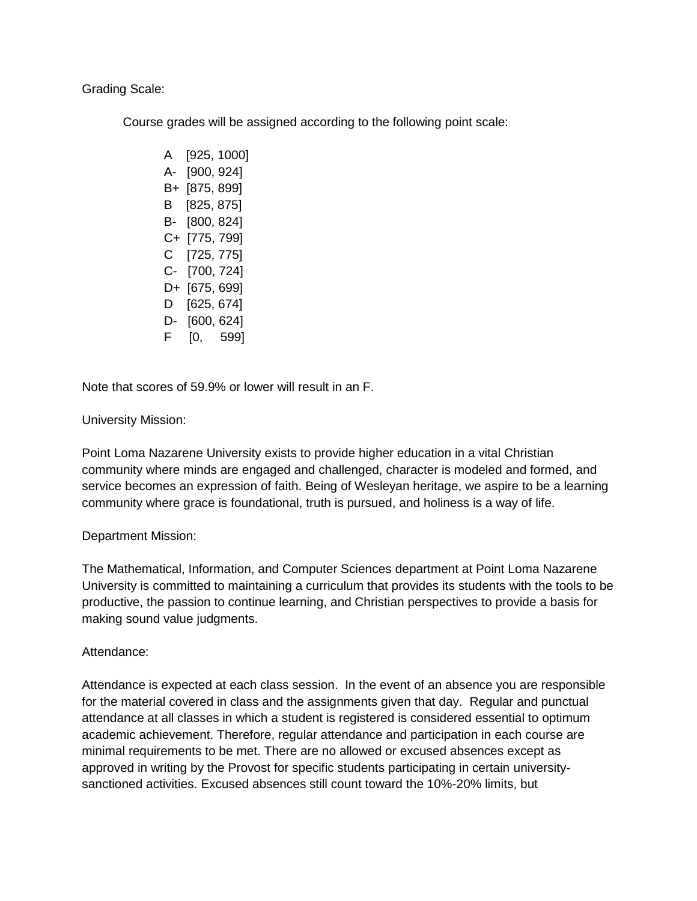Grading Scale:

Course grades will be assigned according to the following point scale:

A [925, 1000]
A- [900, 924]
B+ [875, 899]
B [825, 875]
B- [800, 824]
C+ [775, 799]
C [725, 775]
C- [700, 724]
D+ [675, 699]
D [625, 674]
D- [600, 624]
F [0, 599]

Note that scores of 59.9% or lower will result in an F.

University Mission:

Point Loma Nazarene University exists to provide higher education in a vital Christian community where minds are engaged and challenged, character is modeled and formed, and service becomes an expression of faith. Being of Wesleyan heritage, we aspire to be a learning community where grace is foundational, truth is pursued, and holiness is a way of life.

Department Mission:

The Mathematical, Information, and Computer Sciences department at Point Loma Nazarene University is committed to maintaining a curriculum that provides its students with the tools to be productive, the passion to continue learning, and Christian perspectives to provide a basis for making sound value judgments.

Attendance:

Attendance is expected at each class session. In the event of an absence you are responsible for the material covered in class and the assignments given that day. Regular and punctual attendance at all classes in which a student is registered is considered essential to optimum academic achievement. Therefore, regular attendance and participation in each course are minimal requirements to be met. There are no allowed or excused absences except as approved in writing by the Provost for specific students participating in certain university-sanctioned activities. Excused absences still count toward the 10%-20% limits, but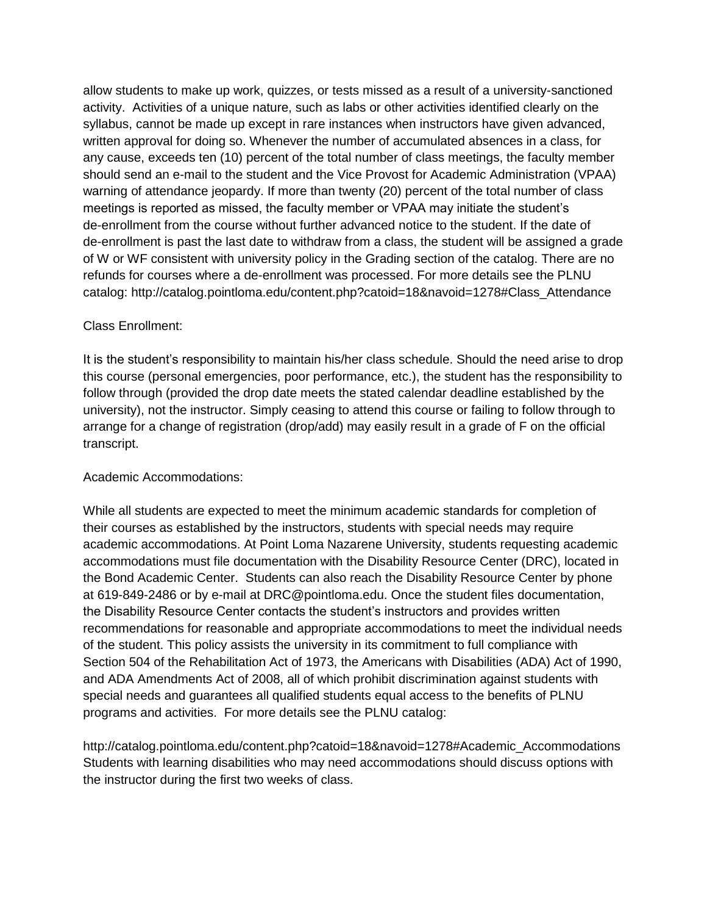allow students to make up work, quizzes, or tests missed as a result of a university-sanctioned activity. Activities of a unique nature, such as labs or other activities identified clearly on the syllabus, cannot be made up except in rare instances when instructors have given advanced, written approval for doing so. Whenever the number of accumulated absences in a class, for any cause, exceeds ten (10) percent of the total number of class meetings, the faculty member should send an e-mail to the student and the Vice Provost for Academic Administration (VPAA) warning of attendance jeopardy. If more than twenty (20) percent of the total number of class meetings is reported as missed, the faculty member or VPAA may initiate the student's de-enrollment from the course without further advanced notice to the student. If the date of de-enrollment is past the last date to withdraw from a class, the student will be assigned a grade of W or WF consistent with university policy in the Grading section of the catalog. There are no refunds for courses where a de-enrollment was processed. For more details see the PLNU catalog: http://catalog.pointloma.edu/content.php?catoid=18&navoid=1278#Class_Attendance

Class Enrollment:

It is the student's responsibility to maintain his/her class schedule. Should the need arise to drop this course (personal emergencies, poor performance, etc.), the student has the responsibility to follow through (provided the drop date meets the stated calendar deadline established by the university), not the instructor. Simply ceasing to attend this course or failing to follow through to arrange for a change of registration (drop/add) may easily result in a grade of F on the official transcript.

Academic Accommodations:

While all students are expected to meet the minimum academic standards for completion of their courses as established by the instructors, students with special needs may require academic accommodations. At Point Loma Nazarene University, students requesting academic accommodations must file documentation with the Disability Resource Center (DRC), located in the Bond Academic Center. Students can also reach the Disability Resource Center by phone at 619-849-2486 or by e-mail at DRC@pointloma.edu. Once the student files documentation, the Disability Resource Center contacts the student's instructors and provides written recommendations for reasonable and appropriate accommodations to meet the individual needs of the student. This policy assists the university in its commitment to full compliance with Section 504 of the Rehabilitation Act of 1973, the Americans with Disabilities (ADA) Act of 1990, and ADA Amendments Act of 2008, all of which prohibit discrimination against students with special needs and guarantees all qualified students equal access to the benefits of PLNU programs and activities. For more details see the PLNU catalog:

http://catalog.pointloma.edu/content.php?catoid=18&navoid=1278#Academic_Accommodations Students with learning disabilities who may need accommodations should discuss options with the instructor during the first two weeks of class.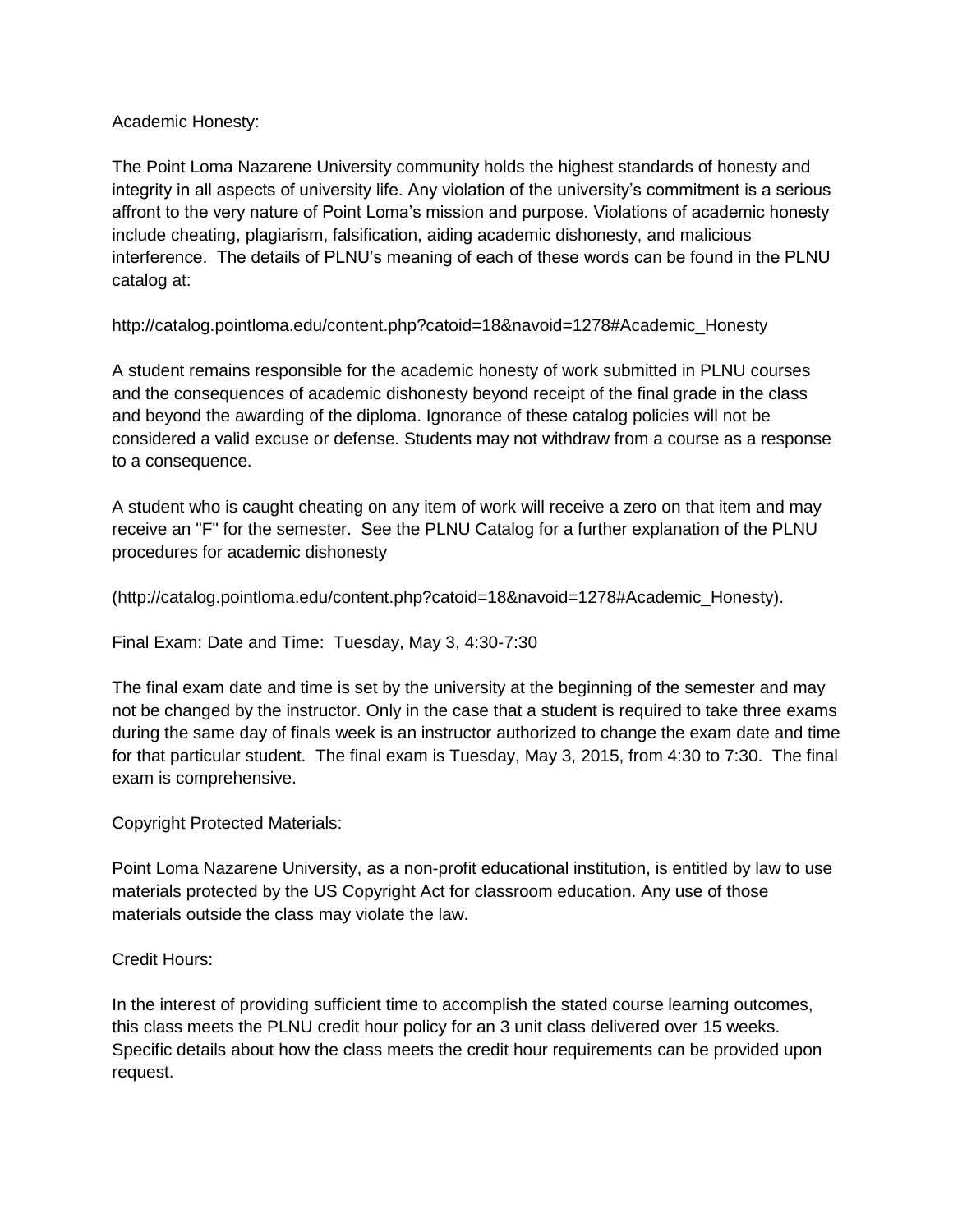Academic Honesty:

The Point Loma Nazarene University community holds the highest standards of honesty and integrity in all aspects of university life. Any violation of the university's commitment is a serious affront to the very nature of Point Loma's mission and purpose. Violations of academic honesty include cheating, plagiarism, falsification, aiding academic dishonesty, and malicious interference. The details of PLNU's meaning of each of these words can be found in the PLNU catalog at:

http://catalog.pointloma.edu/content.php?catoid=18&navoid=1278#Academic_Honesty

A student remains responsible for the academic honesty of work submitted in PLNU courses and the consequences of academic dishonesty beyond receipt of the final grade in the class and beyond the awarding of the diploma. Ignorance of these catalog policies will not be considered a valid excuse or defense. Students may not withdraw from a course as a response to a consequence.

A student who is caught cheating on any item of work will receive a zero on that item and may receive an "F" for the semester. See the PLNU Catalog for a further explanation of the PLNU procedures for academic dishonesty

(http://catalog.pointloma.edu/content.php?catoid=18&navoid=1278#Academic_Honesty).

Final Exam: Date and Time: Tuesday, May 3, 4:30-7:30

The final exam date and time is set by the university at the beginning of the semester and may not be changed by the instructor. Only in the case that a student is required to take three exams during the same day of finals week is an instructor authorized to change the exam date and time for that particular student. The final exam is Tuesday, May 3, 2015, from 4:30 to 7:30. The final exam is comprehensive.

Copyright Protected Materials:

Point Loma Nazarene University, as a non-profit educational institution, is entitled by law to use materials protected by the US Copyright Act for classroom education. Any use of those materials outside the class may violate the law.

Credit Hours:

In the interest of providing sufficient time to accomplish the stated course learning outcomes, this class meets the PLNU credit hour policy for an 3 unit class delivered over 15 weeks. Specific details about how the class meets the credit hour requirements can be provided upon request.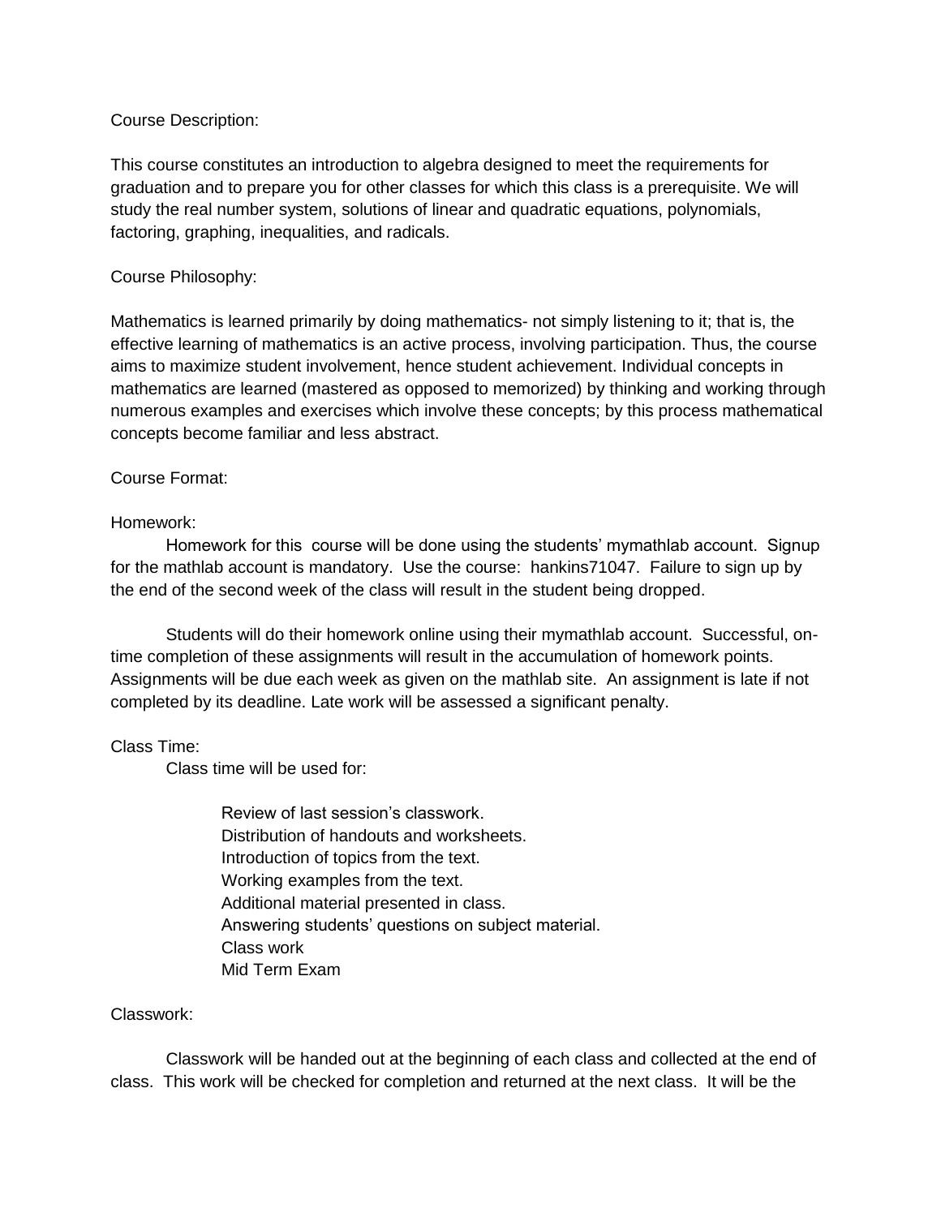Course Description:

This course constitutes an introduction to algebra designed to meet the requirements for graduation and to prepare you for other classes for which this class is a prerequisite. We will study the real number system, solutions of linear and quadratic equations, polynomials, factoring, graphing, inequalities, and radicals.

Course Philosophy:

Mathematics is learned primarily by doing mathematics- not simply listening to it; that is, the effective learning of mathematics is an active process, involving participation. Thus, the course aims to maximize student involvement, hence student achievement. Individual concepts in mathematics are learned (mastered as opposed to memorized) by thinking and working through numerous examples and exercises which involve these concepts; by this process mathematical concepts become familiar and less abstract.

Course Format:

Homework:

Homework for this course will be done using the students' mymathlab account. Signup for the mathlab account is mandatory. Use the course: hankins71047. Failure to sign up by the end of the second week of the class will result in the student being dropped.

Students will do their homework online using their mymathlab account. Successful, on-time completion of these assignments will result in the accumulation of homework points. Assignments will be due each week as given on the mathlab site. An assignment is late if not completed by its deadline. Late work will be assessed a significant penalty.

Class Time:

Class time will be used for:

- Review of last session's classwork.
- Distribution of handouts and worksheets.
- Introduction of topics from the text.
- Working examples from the text.
- Additional material presented in class.
- Answering students' questions on subject material.
- Class work
- Mid Term Exam

Classwork:

Classwork will be handed out at the beginning of each class and collected at the end of class. This work will be checked for completion and returned at the next class. It will be the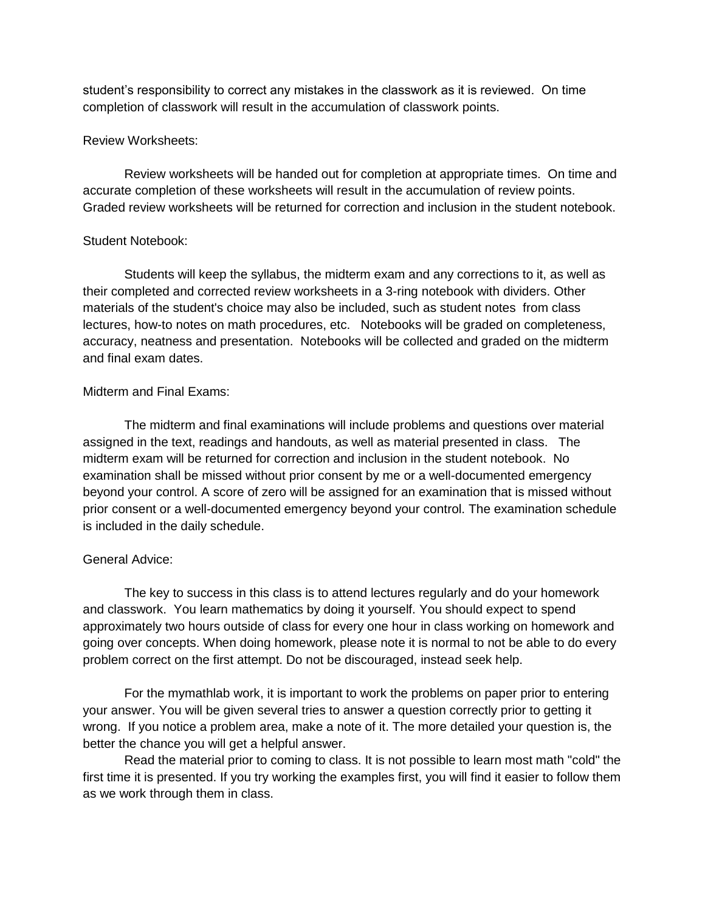student's responsibility to correct any mistakes in the classwork as it is reviewed. On time completion of classwork will result in the accumulation of classwork points.

Review Worksheets:

Review worksheets will be handed out for completion at appropriate times. On time and accurate completion of these worksheets will result in the accumulation of review points. Graded review worksheets will be returned for correction and inclusion in the student notebook.

Student Notebook:

Students will keep the syllabus, the midterm exam and any corrections to it, as well as their completed and corrected review worksheets in a 3-ring notebook with dividers. Other materials of the student's choice may also be included, such as student notes from class lectures, how-to notes on math procedures, etc. Notebooks will be graded on completeness, accuracy, neatness and presentation. Notebooks will be collected and graded on the midterm and final exam dates.

Midterm and Final Exams:

The midterm and final examinations will include problems and questions over material assigned in the text, readings and handouts, as well as material presented in class. The midterm exam will be returned for correction and inclusion in the student notebook. No examination shall be missed without prior consent by me or a well-documented emergency beyond your control. A score of zero will be assigned for an examination that is missed without prior consent or a well-documented emergency beyond your control. The examination schedule is included in the daily schedule.

General Advice:

The key to success in this class is to attend lectures regularly and do your homework and classwork. You learn mathematics by doing it yourself. You should expect to spend approximately two hours outside of class for every one hour in class working on homework and going over concepts. When doing homework, please note it is normal to not be able to do every problem correct on the first attempt. Do not be discouraged, instead seek help.

For the mymathlab work, it is important to work the problems on paper prior to entering your answer. You will be given several tries to answer a question correctly prior to getting it wrong. If you notice a problem area, make a note of it. The more detailed your question is, the better the chance you will get a helpful answer.

Read the material prior to coming to class. It is not possible to learn most math "cold" the first time it is presented. If you try working the examples first, you will find it easier to follow them as we work through them in class.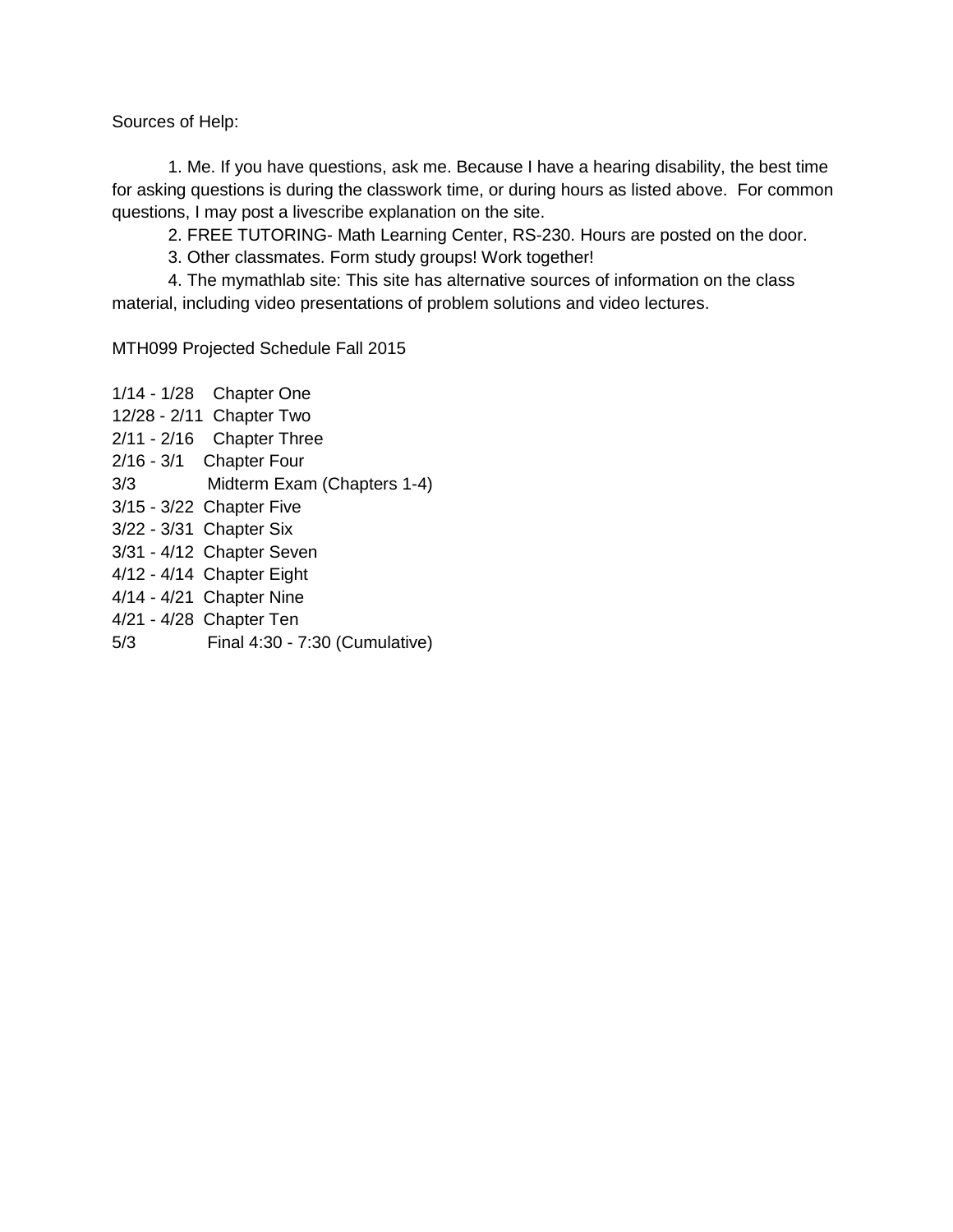Sources of Help:

1. Me. If you have questions, ask me. Because I have a hearing disability, the best time for asking questions is during the classwork time, or during hours as listed above. For common questions, I may post a livescribe explanation on the site.

2. FREE TUTORING- Math Learning Center, RS-230. Hours are posted on the door.

3. Other classmates. Form study groups! Work together!

4. The mymathlab site: This site has alternative sources of information on the class material, including video presentations of problem solutions and video lectures.

MTH099 Projected Schedule Fall 2015

| | |
|---|---|
| 1/14 - 1/28 | Chapter One |
| 12/28 - 2/11 | Chapter Two |
| 2/11 - 2/16 | Chapter Three |
| 2/16 - 3/1 | Chapter Four |
| 3/3 | Midterm Exam (Chapters 1-4) |
| 3/15 - 3/22 | Chapter Five |
| 3/22 - 3/31 | Chapter Six |
| 3/31 - 4/12 | Chapter Seven |
| 4/12 - 4/14 | Chapter Eight |
| 4/14 - 4/21 | Chapter Nine |
| 4/21 - 4/28 | Chapter Ten |
| 5/3 | Final 4:30 - 7:30 (Cumulative) |